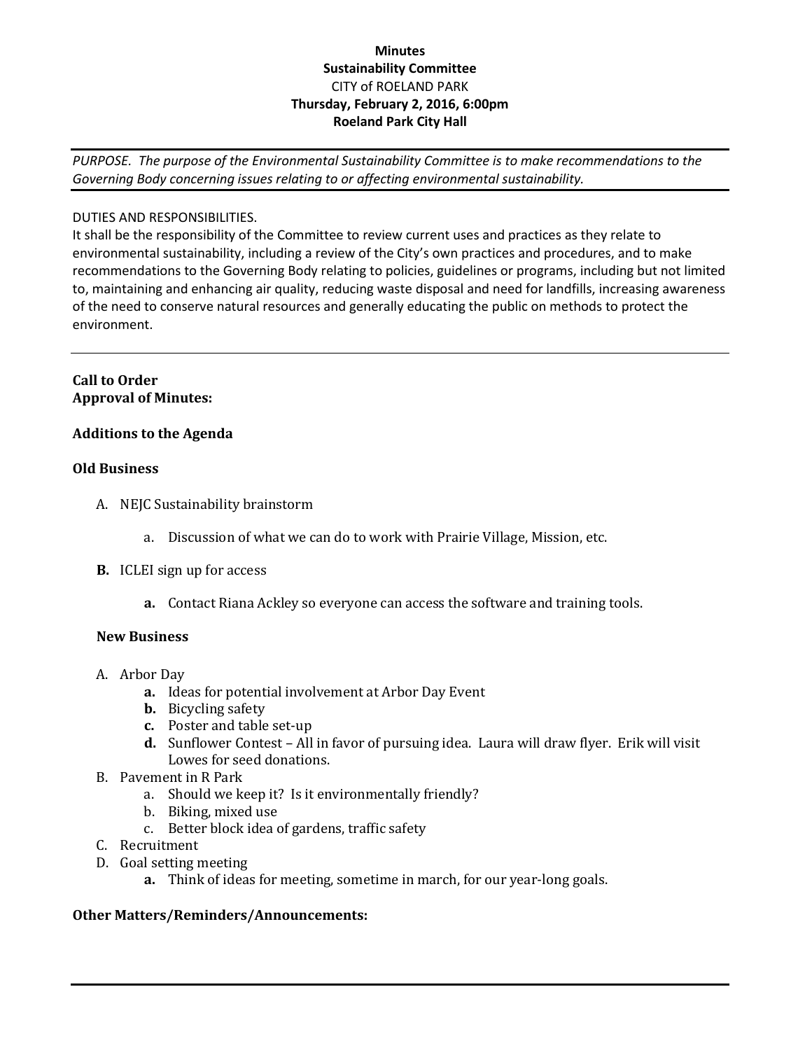**Minutes**
**Sustainability Committee**
CITY of ROELAND PARK
**Thursday, February 2, 2016, 6:00pm**
**Roeland Park City Hall**

---

*PURPOSE. The purpose of the Environmental Sustainability Committee is to make recommendations to the Governing Body concerning issues relating to or affecting environmental sustainability.*

---

DUTIES AND RESPONSIBILITIES.
It shall be the responsibility of the Committee to review current uses and practices as they relate to environmental sustainability, including a review of the City's own practices and procedures, and to make recommendations to the Governing Body relating to policies, guidelines or programs, including but not limited to, maintaining and enhancing air quality, reducing waste disposal and need for landfills, increasing awareness of the need to conserve natural resources and generally educating the public on methods to protect the environment.

---

**Call to Order**
**Approval of Minutes:**

**Additions to the Agenda**

**Old Business**

A. NEJC Sustainability brainstorm
   a. Discussion of what we can do to work with Prairie Village, Mission, etc.

**B.** ICLEI sign up for access
   **a.** Contact Riana Ackley so everyone can access the software and training tools.

**New Business**

A. Arbor Day
   **a.** Ideas for potential involvement at Arbor Day Event
   **b.** Bicycling safety
   **c.** Poster and table set-up
   **d.** Sunflower Contest – All in favor of pursuing idea. Laura will draw flyer. Erik will visit Lowes for seed donations.

B. Pavement in R Park
   a. Should we keep it? Is it environmentally friendly?
   b. Biking, mixed use
   c. Better block idea of gardens, traffic safety

C. Recruitment

D. Goal setting meeting
   **a.** Think of ideas for meeting, sometime in march, for our year-long goals.

**Other Matters/Reminders/Announcements:**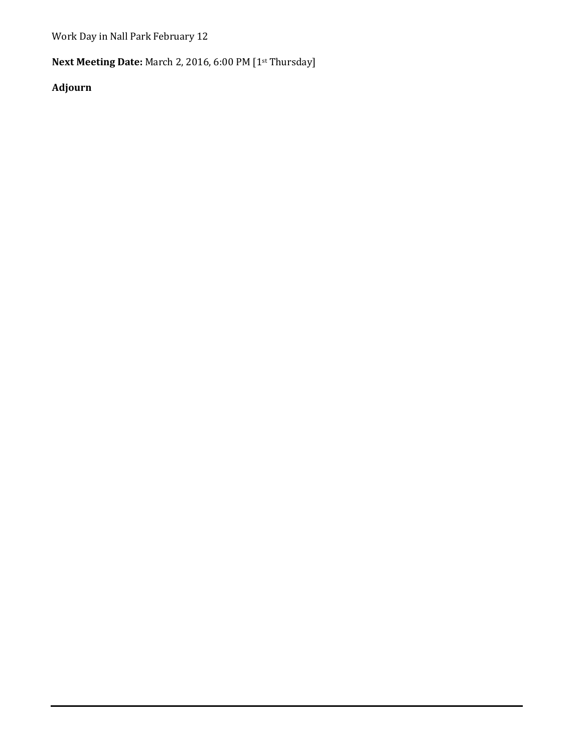Work Day in Nall Park February 12

**Next Meeting Date:** March 2, 2016, 6:00 PM [1st Thursday]

**Adjourn**